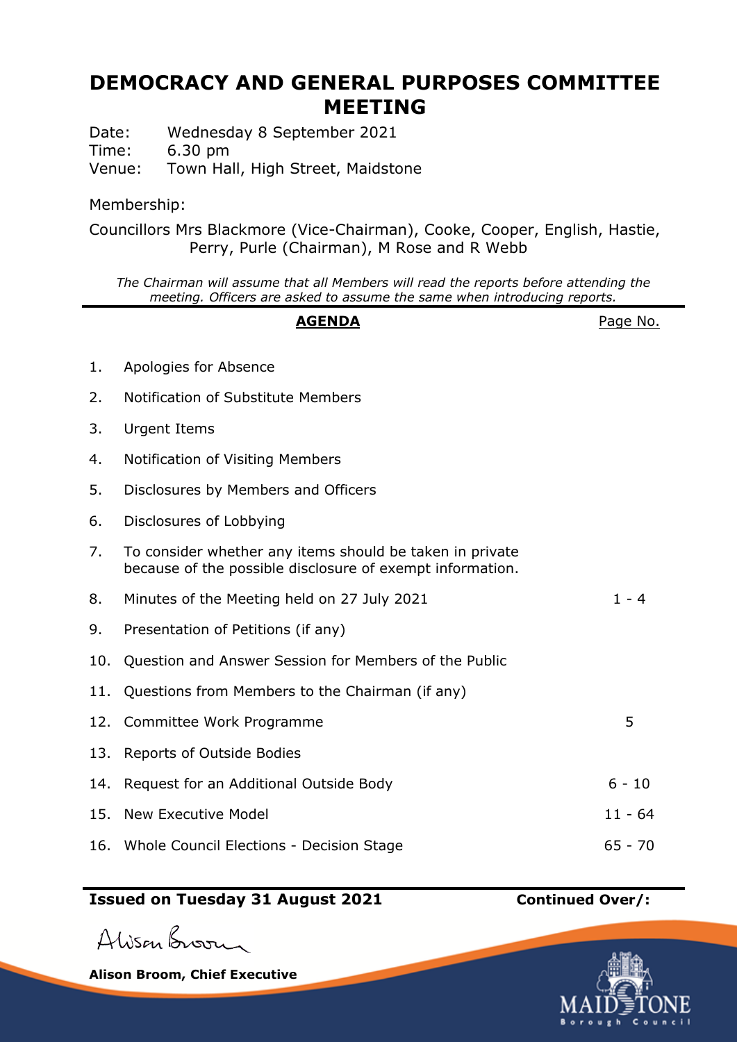# DEMOCRACY AND GENERAL PURPOSES COMMITTEE MEETING

Date: Wednesday 8 September 2021
Time: 6.30 pm
Venue: Town Hall, High Street, Maidstone

Membership:

Councillors Mrs Blackmore (Vice-Chairman), Cooke, Cooper, English, Hastie, Perry, Purle (Chairman), M Rose and R Webb

*The Chairman will assume that all Members will read the reports before attending the meeting. Officers are asked to assume the same when introducing reports.*

| | **AGENDA** | Page No. |
|---|---|---|
| 1. | Apologies for Absence | |
| 2. | Notification of Substitute Members | |
| 3. | Urgent Items | |
| 4. | Notification of Visiting Members | |
| 5. | Disclosures by Members and Officers | |
| 6. | Disclosures of Lobbying | |
| 7. | To consider whether any items should be taken in private because of the possible disclosure of exempt information. | |
| 8. | Minutes of the Meeting held on 27 July 2021 | 1 - 4 |
| 9. | Presentation of Petitions (if any) | |
| 10. | Question and Answer Session for Members of the Public | |
| 11. | Questions from Members to the Chairman (if any) | |
| 12. | Committee Work Programme | 5 |
| 13. | Reports of Outside Bodies | |
| 14. | Request for an Additional Outside Body | 6 - 10 |
| 15. | New Executive Model | 11 - 64 |
| 16. | Whole Council Elections - Decision Stage | 65 - 70 |

**Issued on Tuesday 31 August 2021** **Continued Over/:**

Alison Broom

**Alison Broom, Chief Executive**

MAIDSTONE Borough Council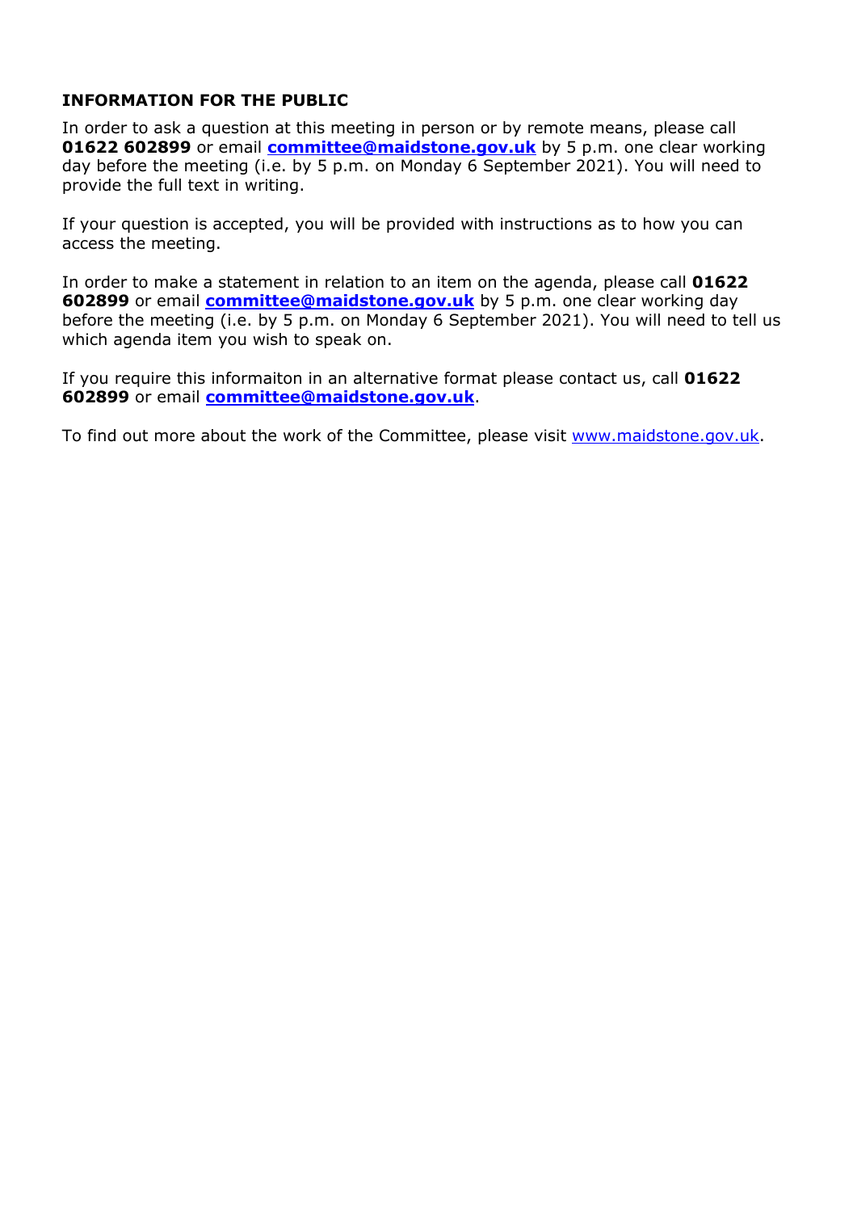**INFORMATION FOR THE PUBLIC**

In order to ask a question at this meeting in person or by remote means, please call **01622 602899** or email **committee@maidstone.gov.uk** by 5 p.m. one clear working day before the meeting (i.e. by 5 p.m. on Monday 6 September 2021). You will need to provide the full text in writing.

If your question is accepted, you will be provided with instructions as to how you can access the meeting.

In order to make a statement in relation to an item on the agenda, please call **01622 602899** or email **committee@maidstone.gov.uk** by 5 p.m. one clear working day before the meeting (i.e. by 5 p.m. on Monday 6 September 2021). You will need to tell us which agenda item you wish to speak on.

If you require this informaiton in an alternative format please contact us, call **01622 602899** or email **committee@maidstone.gov.uk**.

To find out more about the work of the Committee, please visit www.maidstone.gov.uk.